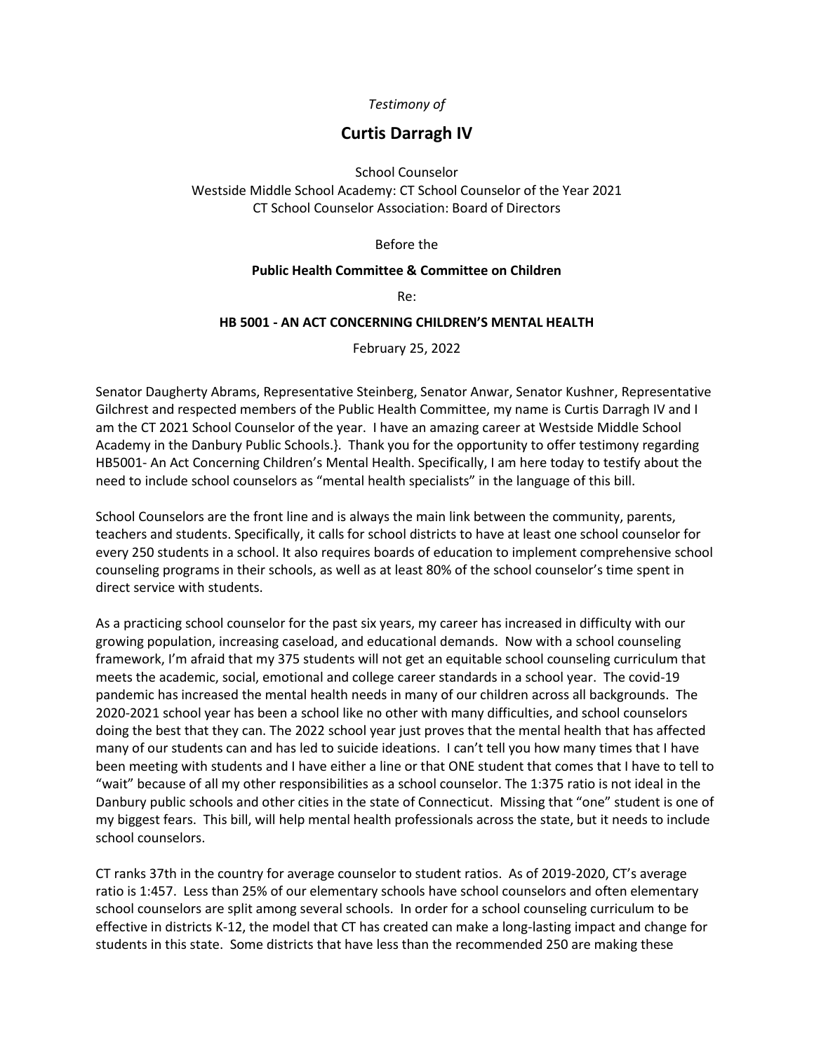*Testimony of*

# Curtis Darragh IV

School Counselor
Westside Middle School Academy: CT School Counselor of the Year 2021
CT School Counselor Association: Board of Directors

Before the

**Public Health Committee & Committee on Children**

Re:

**HB 5001 - AN ACT CONCERNING CHILDREN'S MENTAL HEALTH**

February 25, 2022

Senator Daugherty Abrams, Representative Steinberg, Senator Anwar, Senator Kushner, Representative Gilchrest and respected members of the Public Health Committee, my name is Curtis Darragh IV and I am the CT 2021 School Counselor of the year. I have an amazing career at Westside Middle School Academy in the Danbury Public Schools.}. Thank you for the opportunity to offer testimony regarding HB5001- An Act Concerning Children's Mental Health. Specifically, I am here today to testify about the need to include school counselors as "mental health specialists" in the language of this bill.

School Counselors are the front line and is always the main link between the community, parents, teachers and students. Specifically, it calls for school districts to have at least one school counselor for every 250 students in a school. It also requires boards of education to implement comprehensive school counseling programs in their schools, as well as at least 80% of the school counselor's time spent in direct service with students.

As a practicing school counselor for the past six years, my career has increased in difficulty with our growing population, increasing caseload, and educational demands. Now with a school counseling framework, I'm afraid that my 375 students will not get an equitable school counseling curriculum that meets the academic, social, emotional and college career standards in a school year. The covid-19 pandemic has increased the mental health needs in many of our children across all backgrounds. The 2020-2021 school year has been a school like no other with many difficulties, and school counselors doing the best that they can. The 2022 school year just proves that the mental health that has affected many of our students can and has led to suicide ideations. I can't tell you how many times that I have been meeting with students and I have either a line or that ONE student that comes that I have to tell to "wait" because of all my other responsibilities as a school counselor. The 1:375 ratio is not ideal in the Danbury public schools and other cities in the state of Connecticut. Missing that "one" student is one of my biggest fears. This bill, will help mental health professionals across the state, but it needs to include school counselors.

CT ranks 37th in the country for average counselor to student ratios. As of 2019-2020, CT's average ratio is 1:457. Less than 25% of our elementary schools have school counselors and often elementary school counselors are split among several schools. In order for a school counseling curriculum to be effective in districts K-12, the model that CT has created can make a long-lasting impact and change for students in this state. Some districts that have less than the recommended 250 are making these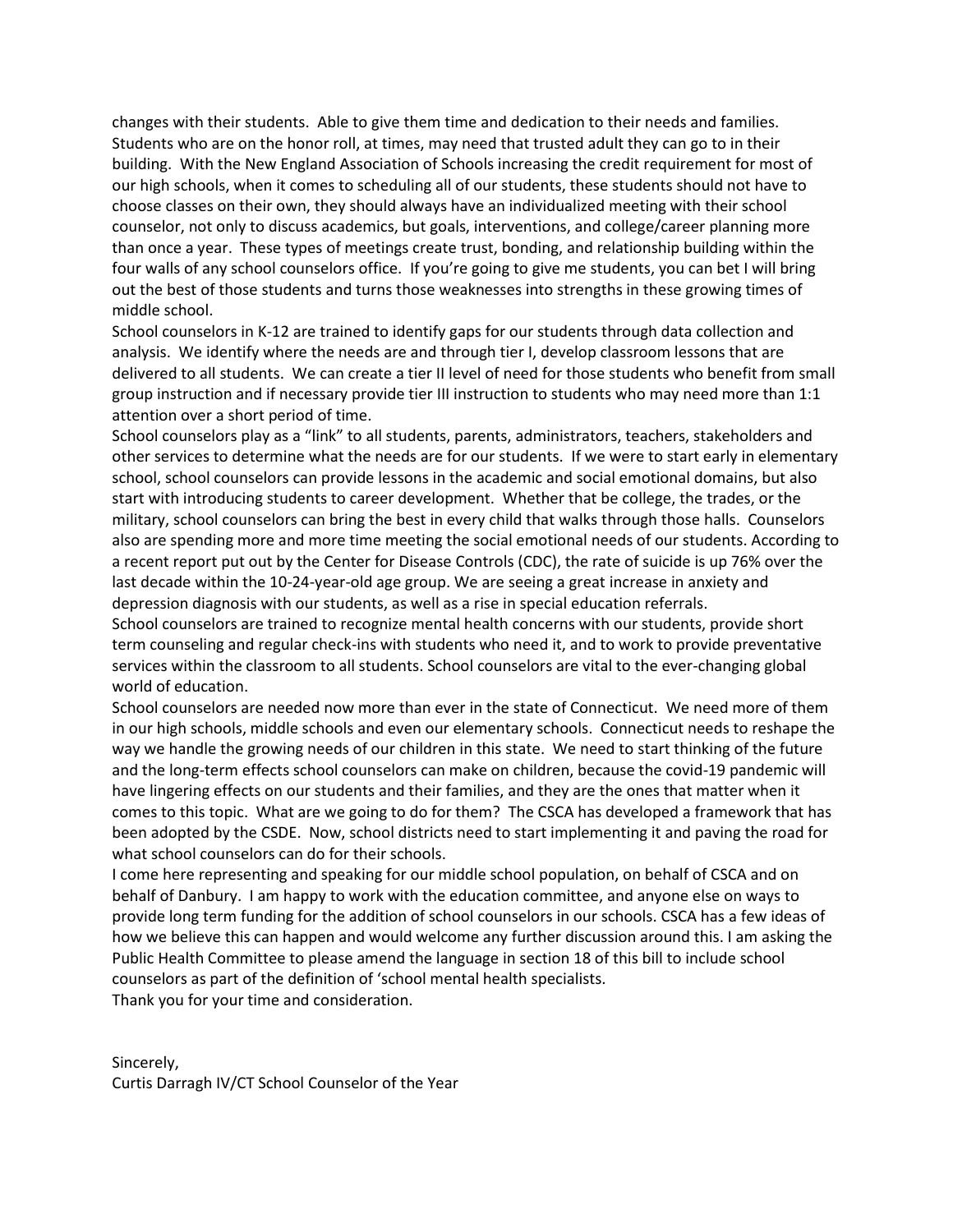changes with their students. Able to give them time and dedication to their needs and families. Students who are on the honor roll, at times, may need that trusted adult they can go to in their building. With the New England Association of Schools increasing the credit requirement for most of our high schools, when it comes to scheduling all of our students, these students should not have to choose classes on their own, they should always have an individualized meeting with their school counselor, not only to discuss academics, but goals, interventions, and college/career planning more than once a year. These types of meetings create trust, bonding, and relationship building within the four walls of any school counselors office. If you're going to give me students, you can bet I will bring out the best of those students and turns those weaknesses into strengths in these growing times of middle school.

School counselors in K-12 are trained to identify gaps for our students through data collection and analysis. We identify where the needs are and through tier I, develop classroom lessons that are delivered to all students. We can create a tier II level of need for those students who benefit from small group instruction and if necessary provide tier III instruction to students who may need more than 1:1 attention over a short period of time.

School counselors play as a "link" to all students, parents, administrators, teachers, stakeholders and other services to determine what the needs are for our students. If we were to start early in elementary school, school counselors can provide lessons in the academic and social emotional domains, but also start with introducing students to career development. Whether that be college, the trades, or the military, school counselors can bring the best in every child that walks through those halls. Counselors also are spending more and more time meeting the social emotional needs of our students. According to a recent report put out by the Center for Disease Controls (CDC), the rate of suicide is up 76% over the last decade within the 10-24-year-old age group. We are seeing a great increase in anxiety and depression diagnosis with our students, as well as a rise in special education referrals.

School counselors are trained to recognize mental health concerns with our students, provide short term counseling and regular check-ins with students who need it, and to work to provide preventative services within the classroom to all students. School counselors are vital to the ever-changing global world of education.

School counselors are needed now more than ever in the state of Connecticut. We need more of them in our high schools, middle schools and even our elementary schools. Connecticut needs to reshape the way we handle the growing needs of our children in this state. We need to start thinking of the future and the long-term effects school counselors can make on children, because the covid-19 pandemic will have lingering effects on our students and their families, and they are the ones that matter when it comes to this topic. What are we going to do for them? The CSCA has developed a framework that has been adopted by the CSDE. Now, school districts need to start implementing it and paving the road for what school counselors can do for their schools.

I come here representing and speaking for our middle school population, on behalf of CSCA and on behalf of Danbury. I am happy to work with the education committee, and anyone else on ways to provide long term funding for the addition of school counselors in our schools. CSCA has a few ideas of how we believe this can happen and would welcome any further discussion around this. I am asking the Public Health Committee to please amend the language in section 18 of this bill to include school counselors as part of the definition of 'school mental health specialists.

Thank you for your time and consideration.

Sincerely,
Curtis Darragh IV/CT School Counselor of the Year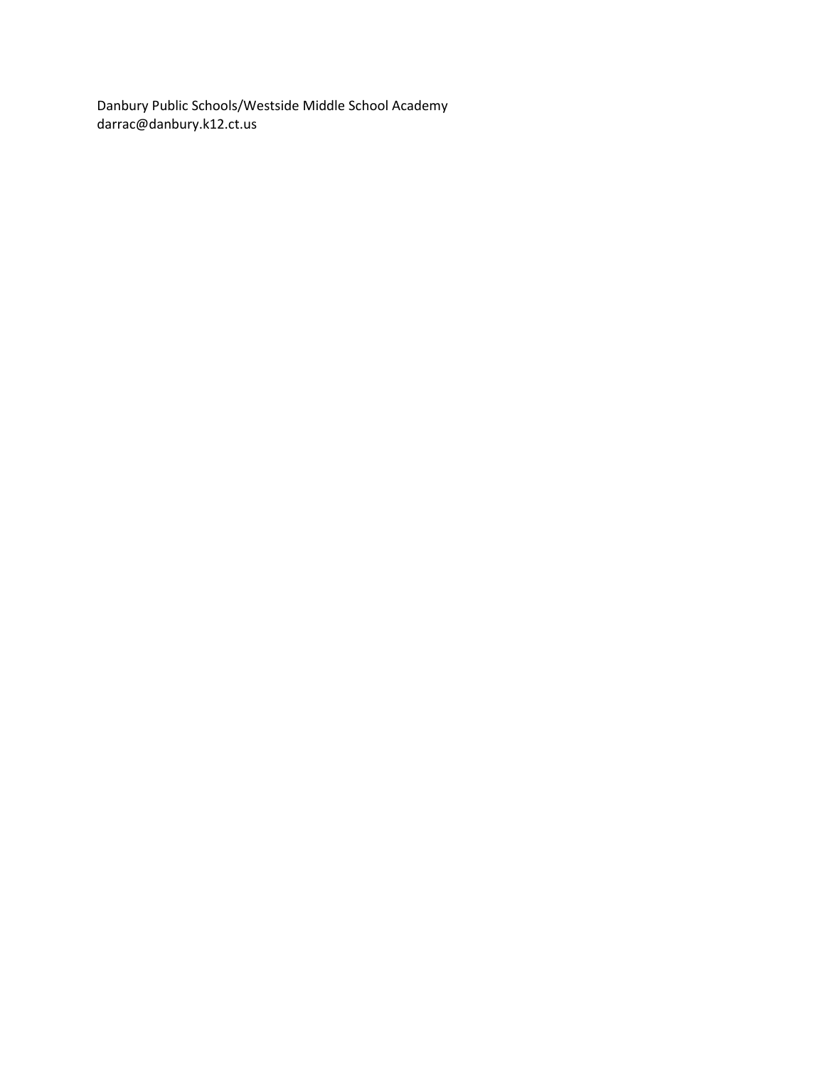Danbury Public Schools/Westside Middle School Academy
darrac@danbury.k12.ct.us